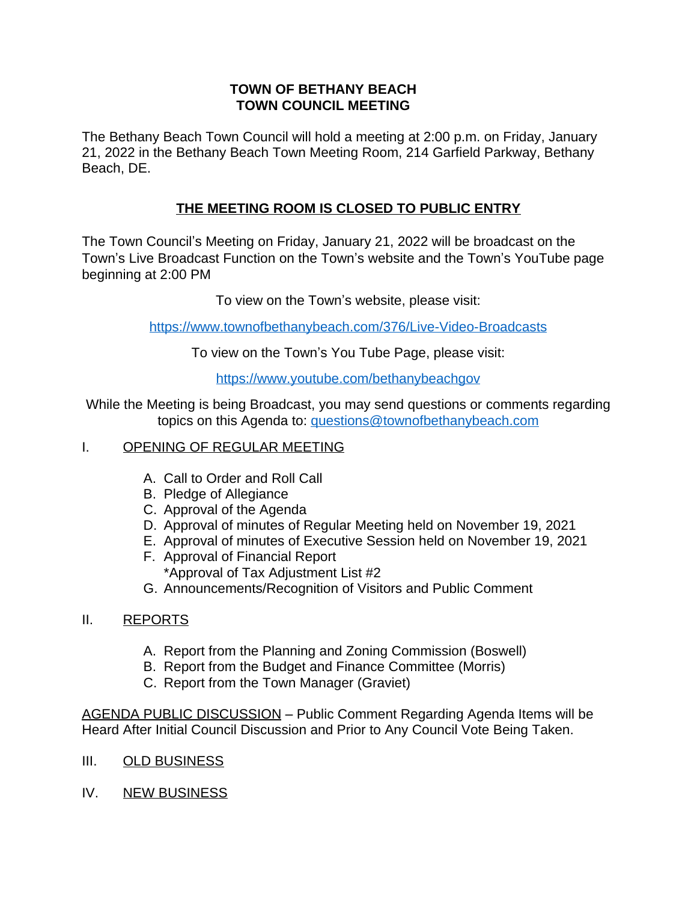**TOWN OF BETHANY BEACH**
**TOWN COUNCIL MEETING**

The Bethany Beach Town Council will hold a meeting at 2:00 p.m. on Friday, January 21, 2022 in the Bethany Beach Town Meeting Room, 214 Garfield Parkway, Bethany Beach, DE.

**THE MEETING ROOM IS CLOSED TO PUBLIC ENTRY**

The Town Council's Meeting on Friday, January 21, 2022 will be broadcast on the Town's Live Broadcast Function on the Town's website and the Town's YouTube page beginning at 2:00 PM

To view on the Town's website, please visit:

https://www.townofbethanybeach.com/376/Live-Video-Broadcasts

To view on the Town's You Tube Page, please visit:

https://www.youtube.com/bethanybeachgov

While the Meeting is being Broadcast, you may send questions or comments regarding topics on this Agenda to: questions@townofbethanybeach.com

I. OPENING OF REGULAR MEETING

A. Call to Order and Roll Call
B. Pledge of Allegiance
C. Approval of the Agenda
D. Approval of minutes of Regular Meeting held on November 19, 2021
E. Approval of minutes of Executive Session held on November 19, 2021
F. Approval of Financial Report
   *Approval of Tax Adjustment List #2
G. Announcements/Recognition of Visitors and Public Comment

II. REPORTS

A. Report from the Planning and Zoning Commission (Boswell)
B. Report from the Budget and Finance Committee (Morris)
C. Report from the Town Manager (Graviet)

AGENDA PUBLIC DISCUSSION – Public Comment Regarding Agenda Items will be Heard After Initial Council Discussion and Prior to Any Council Vote Being Taken.

III. OLD BUSINESS

IV. NEW BUSINESS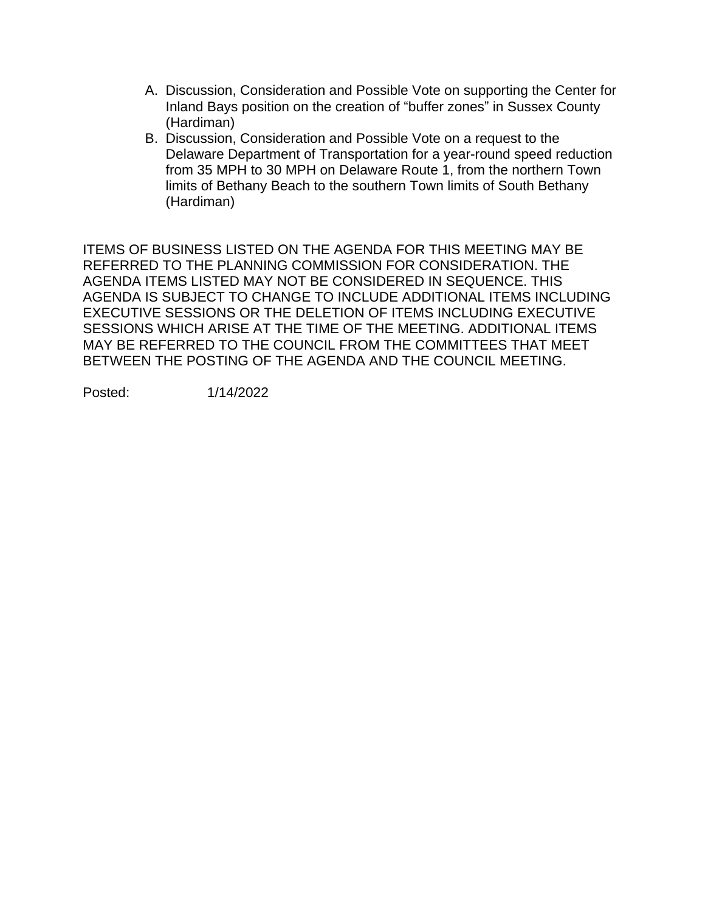A. Discussion, Consideration and Possible Vote on supporting the Center for Inland Bays position on the creation of "buffer zones" in Sussex County (Hardiman)
B. Discussion, Consideration and Possible Vote on a request to the Delaware Department of Transportation for a year-round speed reduction from 35 MPH to 30 MPH on Delaware Route 1, from the northern Town limits of Bethany Beach to the southern Town limits of South Bethany (Hardiman)

ITEMS OF BUSINESS LISTED ON THE AGENDA FOR THIS MEETING MAY BE REFERRED TO THE PLANNING COMMISSION FOR CONSIDERATION. THE AGENDA ITEMS LISTED MAY NOT BE CONSIDERED IN SEQUENCE. THIS AGENDA IS SUBJECT TO CHANGE TO INCLUDE ADDITIONAL ITEMS INCLUDING EXECUTIVE SESSIONS OR THE DELETION OF ITEMS INCLUDING EXECUTIVE SESSIONS WHICH ARISE AT THE TIME OF THE MEETING. ADDITIONAL ITEMS MAY BE REFERRED TO THE COUNCIL FROM THE COMMITTEES THAT MEET BETWEEN THE POSTING OF THE AGENDA AND THE COUNCIL MEETING.

Posted: 1/14/2022